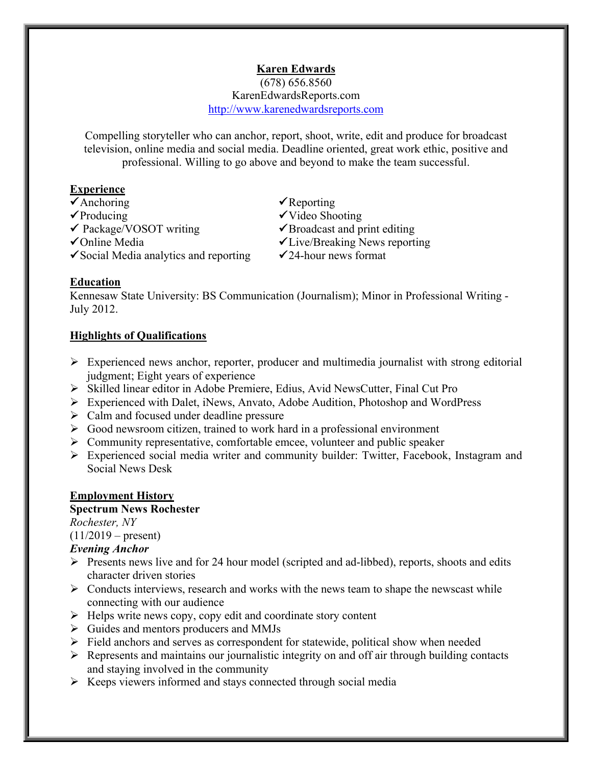**Karen Edwards**

(678) 656.8560

KarenEdwardsReports.com

http://www.karenedwardsreports.com

Compelling storyteller who can anchor, report, shoot, write, edit and produce for broadcast television, online media and social media. Deadline oriented, great work ethic, positive and professional. Willing to go above and beyond to make the team successful.

## Experience

- ✓Anchoring
- ✓Producing
- ✓ Package/VOSOT writing
- ✓Online Media
- ✓Social Media analytics and reporting
- ✓Reporting
- ✓Video Shooting
- ✓Broadcast and print editing
- ✓Live/Breaking News reporting
- ✓24-hour news format

## Education

Kennesaw State University: BS Communication (Journalism); Minor in Professional Writing - July 2012.

## Highlights of Qualifications

- Experienced news anchor, reporter, producer and multimedia journalist with strong editorial judgment; Eight years of experience
- Skilled linear editor in Adobe Premiere, Edius, Avid NewsCutter, Final Cut Pro
- Experienced with Dalet, iNews, Anvato, Adobe Audition, Photoshop and WordPress
- Calm and focused under deadline pressure
- Good newsroom citizen, trained to work hard in a professional environment
- Community representative, comfortable emcee, volunteer and public speaker
- Experienced social media writer and community builder: Twitter, Facebook, Instagram and Social News Desk

## Employment History

**Spectrum News Rochester**

*Rochester, NY*

(11/2019 – present)

***Evening Anchor***

- Presents news live and for 24 hour model (scripted and ad-libbed), reports, shoots and edits character driven stories
- Conducts interviews, research and works with the news team to shape the newscast while connecting with our audience
- Helps write news copy, copy edit and coordinate story content
- Guides and mentors producers and MMJs
- Field anchors and serves as correspondent for statewide, political show when needed
- Represents and maintains our journalistic integrity on and off air through building contacts and staying involved in the community
- Keeps viewers informed and stays connected through social media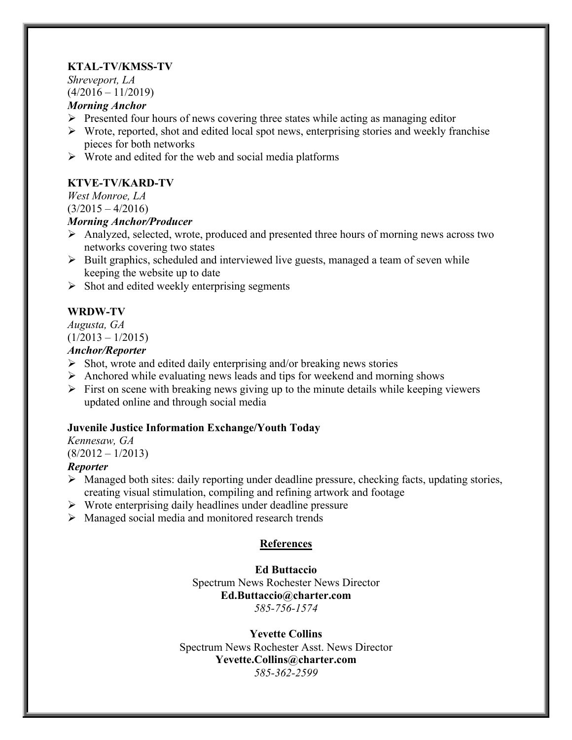**KTAL-TV/KMSS-TV**
*Shreveport, LA*
(4/2016 – 11/2019)
***Morning Anchor***

- Presented four hours of news covering three states while acting as managing editor
- Wrote, reported, shot and edited local spot news, enterprising stories and weekly franchise pieces for both networks
- Wrote and edited for the web and social media platforms

**KTVE-TV/KARD-TV**
*West Monroe, LA*
(3/2015 – 4/2016)
***Morning Anchor/Producer***

- Analyzed, selected, wrote, produced and presented three hours of morning news across two networks covering two states
- Built graphics, scheduled and interviewed live guests, managed a team of seven while keeping the website up to date
- Shot and edited weekly enterprising segments

**WRDW-TV**
*Augusta, GA*
(1/2013 – 1/2015)
***Anchor/Reporter***

- Shot, wrote and edited daily enterprising and/or breaking news stories
- Anchored while evaluating news leads and tips for weekend and morning shows
- First on scene with breaking news giving up to the minute details while keeping viewers updated online and through social media

**Juvenile Justice Information Exchange/Youth Today**
*Kennesaw, GA*
(8/2012 – 1/2013)
***Reporter***

- Managed both sites: daily reporting under deadline pressure, checking facts, updating stories, creating visual stimulation, compiling and refining artwork and footage
- Wrote enterprising daily headlines under deadline pressure
- Managed social media and monitored research trends

## References

**Ed Buttaccio**
Spectrum News Rochester News Director
**Ed.Buttaccio@charter.com**
*585-756-1574*

**Yevette Collins**
Spectrum News Rochester Asst. News Director
**Yevette.Collins@charter.com**
*585-362-2599*